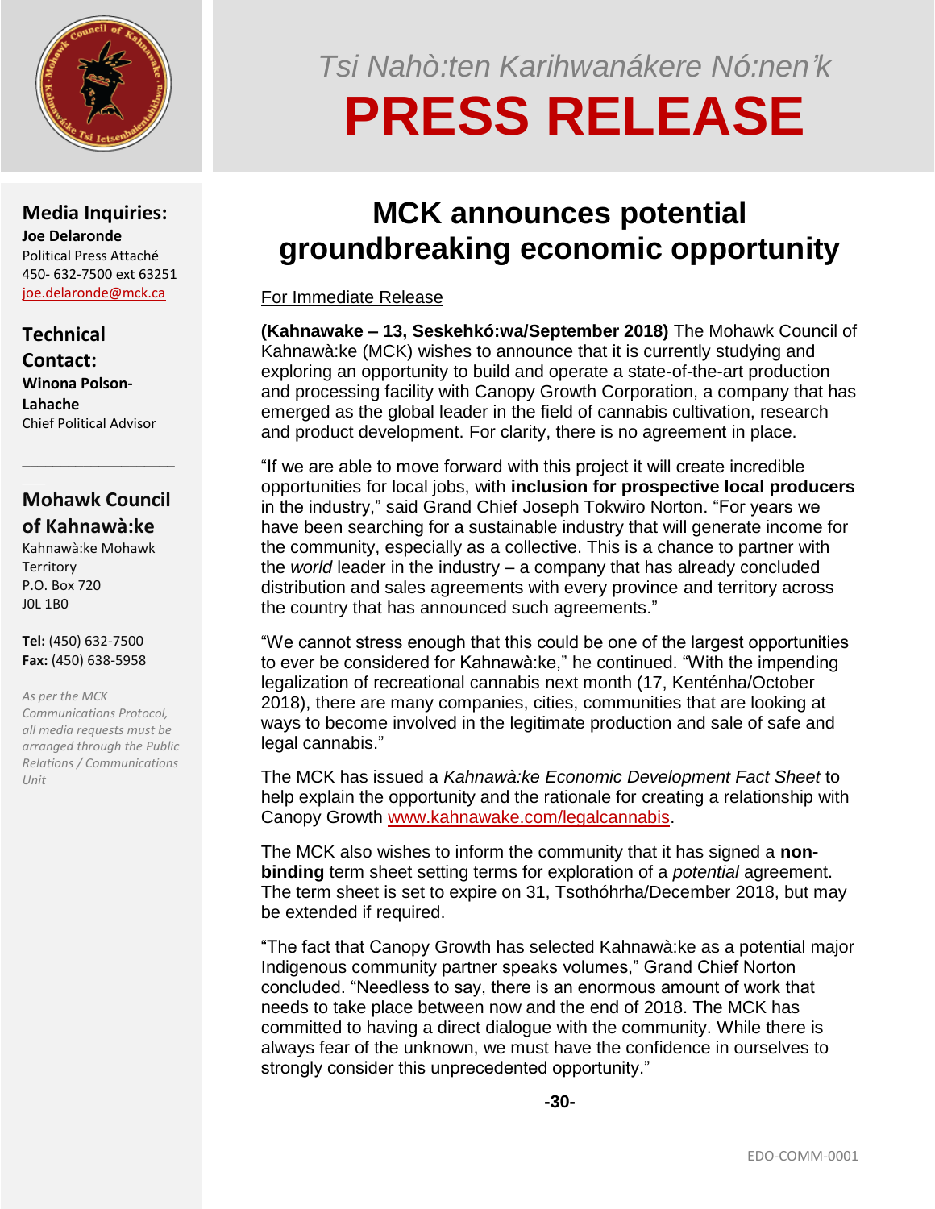*Tsi Nahò:ten Karihwanákere Nó:nen'k*

# PRESS RELEASE

**Media Inquiries:**
**Joe Delaronde**
Political Press Attaché
450- 632-7500 ext 63251
joe.delaronde@mck.ca

**Technical Contact:**
**Winona Polson-Lahache**
Chief Political Advisor

**Mohawk Council of Kahnawà:ke**
Kahnawà:ke Mohawk Territory
P.O. Box 720
J0L 1B0

**Tel:** (450) 632-7500
**Fax:** (450) 638-5958

*As per the MCK Communications Protocol, all media requests must be arranged through the Public Relations / Communications Unit*

## MCK announces potential groundbreaking economic opportunity

For Immediate Release

**(Kahnawake – 13, Seskehkó:wa/September 2018)** The Mohawk Council of Kahnawà:ke (MCK) wishes to announce that it is currently studying and exploring an opportunity to build and operate a state-of-the-art production and processing facility with Canopy Growth Corporation, a company that has emerged as the global leader in the field of cannabis cultivation, research and product development. For clarity, there is no agreement in place.

"If we are able to move forward with this project it will create incredible opportunities for local jobs, with **inclusion for prospective local producers** in the industry," said Grand Chief Joseph Tokwiro Norton. "For years we have been searching for a sustainable industry that will generate income for the community, especially as a collective. This is a chance to partner with the *world* leader in the industry – a company that has already concluded distribution and sales agreements with every province and territory across the country that has announced such agreements."

"We cannot stress enough that this could be one of the largest opportunities to ever be considered for Kahnawà:ke," he continued. "With the impending legalization of recreational cannabis next month (17, Kenténha/October 2018), there are many companies, cities, communities that are looking at ways to become involved in the legitimate production and sale of safe and legal cannabis."

The MCK has issued a *Kahnawà:ke Economic Development Fact Sheet* to help explain the opportunity and the rationale for creating a relationship with Canopy Growth www.kahnawake.com/legalcannabis.

The MCK also wishes to inform the community that it has signed a **non-binding** term sheet setting terms for exploration of a *potential* agreement. The term sheet is set to expire on 31, Tsothóhrha/December 2018, but may be extended if required.

"The fact that Canopy Growth has selected Kahnawà:ke as a potential major Indigenous community partner speaks volumes," Grand Chief Norton concluded. "Needless to say, there is an enormous amount of work that needs to take place between now and the end of 2018. The MCK has committed to having a direct dialogue with the community. While there is always fear of the unknown, we must have the confidence in ourselves to strongly consider this unprecedented opportunity."

**-30-**

EDO-COMM-0001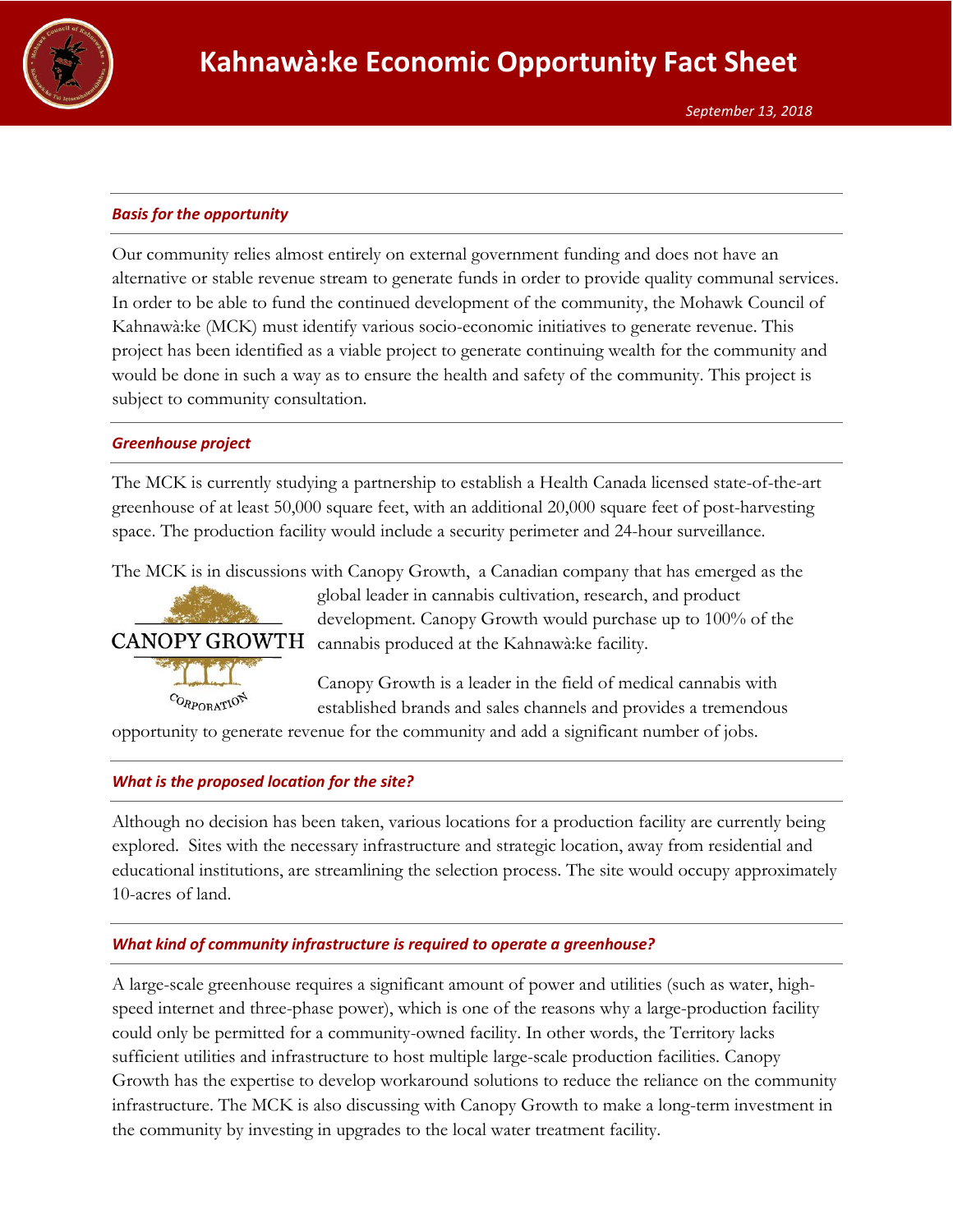# Kahnawà:ke Economic Opportunity Fact Sheet

*September 13, 2018*

### *Basis for the opportunity*

Our community relies almost entirely on external government funding and does not have an alternative or stable revenue stream to generate funds in order to provide quality communal services. In order to be able to fund the continued development of the community, the Mohawk Council of Kahnawà:ke (MCK) must identify various socio-economic initiatives to generate revenue. This project has been identified as a viable project to generate continuing wealth for the community and would be done in such a way as to ensure the health and safety of the community. This project is subject to community consultation.

### *Greenhouse project*

The MCK is currently studying a partnership to establish a Health Canada licensed state-of-the-art greenhouse of at least 50,000 square feet, with an additional 20,000 square feet of post-harvesting space. The production facility would include a security perimeter and 24-hour surveillance.

The MCK is in discussions with Canopy Growth, a Canadian company that has emerged as the global leader in cannabis cultivation, research, and product development. Canopy Growth would purchase up to 100% of the cannabis produced at the Kahnawà:ke facility.

CANOPY GROWTH CORPORATION

Canopy Growth is a leader in the field of medical cannabis with established brands and sales channels and provides a tremendous opportunity to generate revenue for the community and add a significant number of jobs.

### *What is the proposed location for the site?*

Although no decision has been taken, various locations for a production facility are currently being explored. Sites with the necessary infrastructure and strategic location, away from residential and educational institutions, are streamlining the selection process. The site would occupy approximately 10-acres of land.

### *What kind of community infrastructure is required to operate a greenhouse?*

A large-scale greenhouse requires a significant amount of power and utilities (such as water, high-speed internet and three-phase power), which is one of the reasons why a large-production facility could only be permitted for a community-owned facility. In other words, the Territory lacks sufficient utilities and infrastructure to host multiple large-scale production facilities. Canopy Growth has the expertise to develop workaround solutions to reduce the reliance on the community infrastructure. The MCK is also discussing with Canopy Growth to make a long-term investment in the community by investing in upgrades to the local water treatment facility.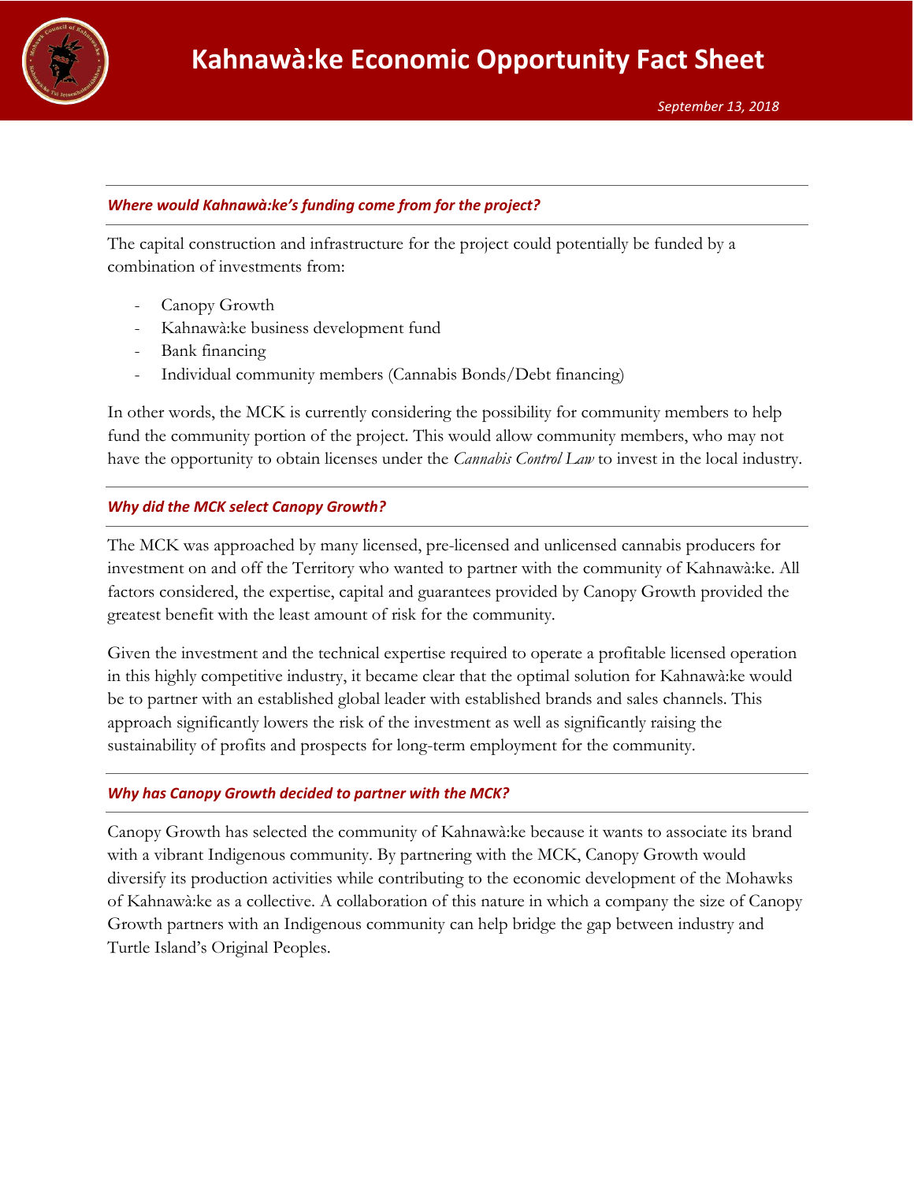### *Where would Kahnawà:ke's funding come from for the project?*

The capital construction and infrastructure for the project could potentially be funded by a combination of investments from:

- Canopy Growth
- Kahnawà:ke business development fund
- Bank financing
- Individual community members (Cannabis Bonds/Debt financing)

In other words, the MCK is currently considering the possibility for community members to help fund the community portion of the project. This would allow community members, who may not have the opportunity to obtain licenses under the *Cannabis Control Law* to invest in the local industry.

### *Why did the MCK select Canopy Growth?*

The MCK was approached by many licensed, pre-licensed and unlicensed cannabis producers for investment on and off the Territory who wanted to partner with the community of Kahnawà:ke. All factors considered, the expertise, capital and guarantees provided by Canopy Growth provided the greatest benefit with the least amount of risk for the community.

Given the investment and the technical expertise required to operate a profitable licensed operation in this highly competitive industry, it became clear that the optimal solution for Kahnawà:ke would be to partner with an established global leader with established brands and sales channels. This approach significantly lowers the risk of the investment as well as significantly raising the sustainability of profits and prospects for long-term employment for the community.

### *Why has Canopy Growth decided to partner with the MCK?*

Canopy Growth has selected the community of Kahnawà:ke because it wants to associate its brand with a vibrant Indigenous community. By partnering with the MCK, Canopy Growth would diversify its production activities while contributing to the economic development of the Mohawks of Kahnawà:ke as a collective. A collaboration of this nature in which a company the size of Canopy Growth partners with an Indigenous community can help bridge the gap between industry and Turtle Island's Original Peoples.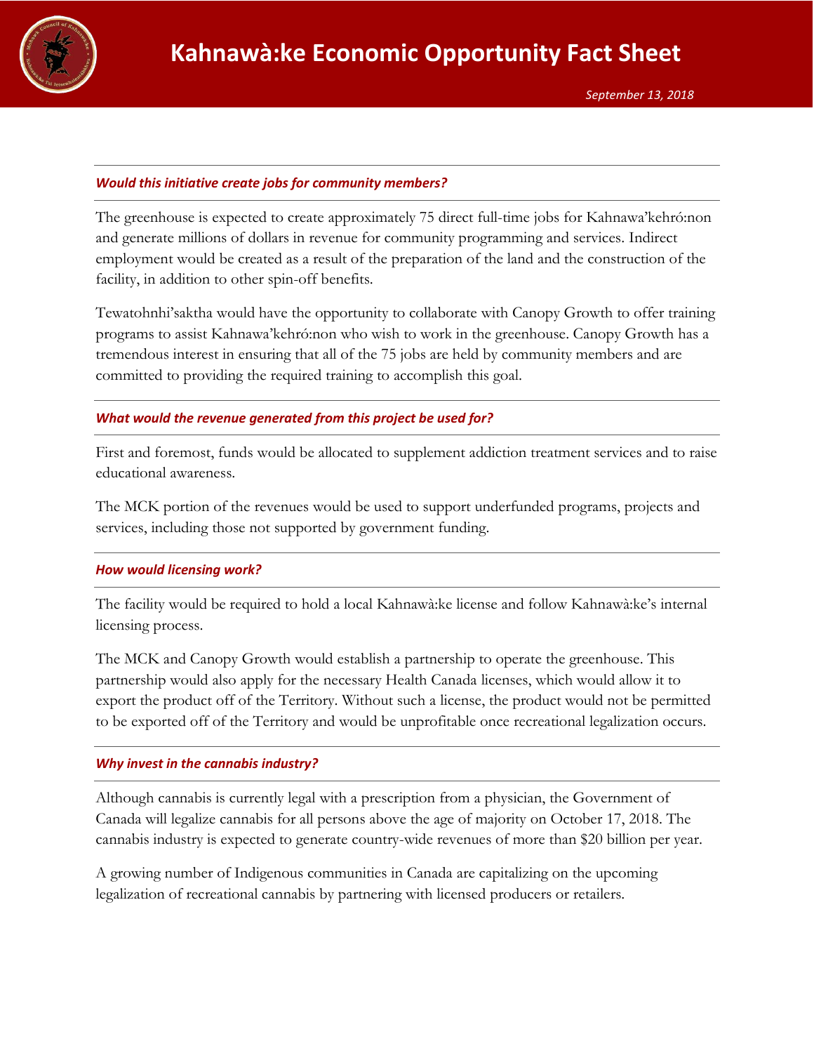### *Would this initiative create jobs for community members?*

The greenhouse is expected to create approximately 75 direct full-time jobs for Kahnawa'kehró:non and generate millions of dollars in revenue for community programming and services. Indirect employment would be created as a result of the preparation of the land and the construction of the facility, in addition to other spin-off benefits.

Tewatohnhi'saktha would have the opportunity to collaborate with Canopy Growth to offer training programs to assist Kahnawa'kehró:non who wish to work in the greenhouse. Canopy Growth has a tremendous interest in ensuring that all of the 75 jobs are held by community members and are committed to providing the required training to accomplish this goal.

### *What would the revenue generated from this project be used for?*

First and foremost, funds would be allocated to supplement addiction treatment services and to raise educational awareness.

The MCK portion of the revenues would be used to support underfunded programs, projects and services, including those not supported by government funding.

### *How would licensing work?*

The facility would be required to hold a local Kahnawà:ke license and follow Kahnawà:ke's internal licensing process.

The MCK and Canopy Growth would establish a partnership to operate the greenhouse. This partnership would also apply for the necessary Health Canada licenses, which would allow it to export the product off of the Territory. Without such a license, the product would not be permitted to be exported off of the Territory and would be unprofitable once recreational legalization occurs.

### *Why invest in the cannabis industry?*

Although cannabis is currently legal with a prescription from a physician, the Government of Canada will legalize cannabis for all persons above the age of majority on October 17, 2018. The cannabis industry is expected to generate country-wide revenues of more than $20 billion per year.

A growing number of Indigenous communities in Canada are capitalizing on the upcoming legalization of recreational cannabis by partnering with licensed producers or retailers.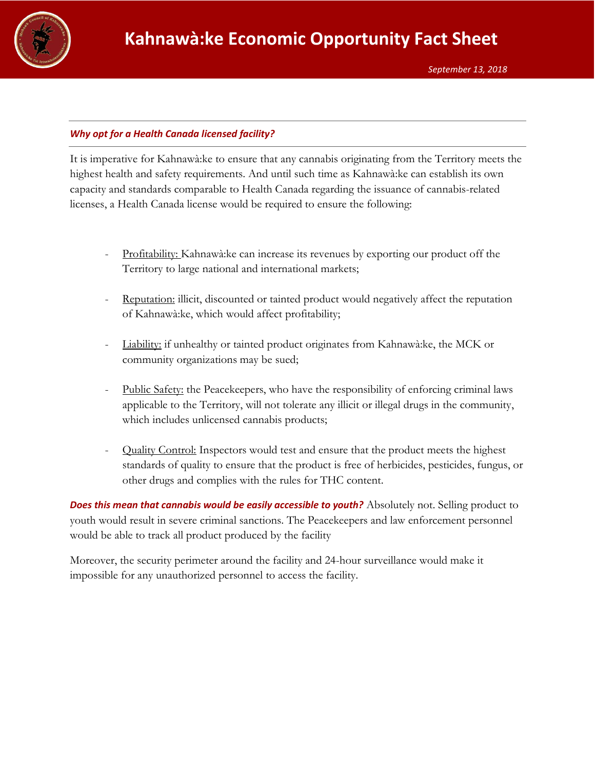# Kahnawà:ke Economic Opportunity Fact Sheet

*September 13, 2018*

---

***Why opt for a Health Canada licensed facility?***

---

It is imperative for Kahnawà:ke to ensure that any cannabis originating from the Territory meets the highest health and safety requirements. And until such time as Kahnawà:ke can establish its own capacity and standards comparable to Health Canada regarding the issuance of cannabis-related licenses, a Health Canada license would be required to ensure the following:

- Profitability: Kahnawà:ke can increase its revenues by exporting our product off the Territory to large national and international markets;
- Reputation: illicit, discounted or tainted product would negatively affect the reputation of Kahnawà:ke, which would affect profitability;
- Liability: if unhealthy or tainted product originates from Kahnawà:ke, the MCK or community organizations may be sued;
- Public Safety: the Peacekeepers, who have the responsibility of enforcing criminal laws applicable to the Territory, will not tolerate any illicit or illegal drugs in the community, which includes unlicensed cannabis products;
- Quality Control: Inspectors would test and ensure that the product meets the highest standards of quality to ensure that the product is free of herbicides, pesticides, fungus, or other drugs and complies with the rules for THC content.

***Does this mean that cannabis would be easily accessible to youth?*** Absolutely not. Selling product to youth would result in severe criminal sanctions. The Peacekeepers and law enforcement personnel would be able to track all product produced by the facility

Moreover, the security perimeter around the facility and 24-hour surveillance would make it impossible for any unauthorized personnel to access the facility.